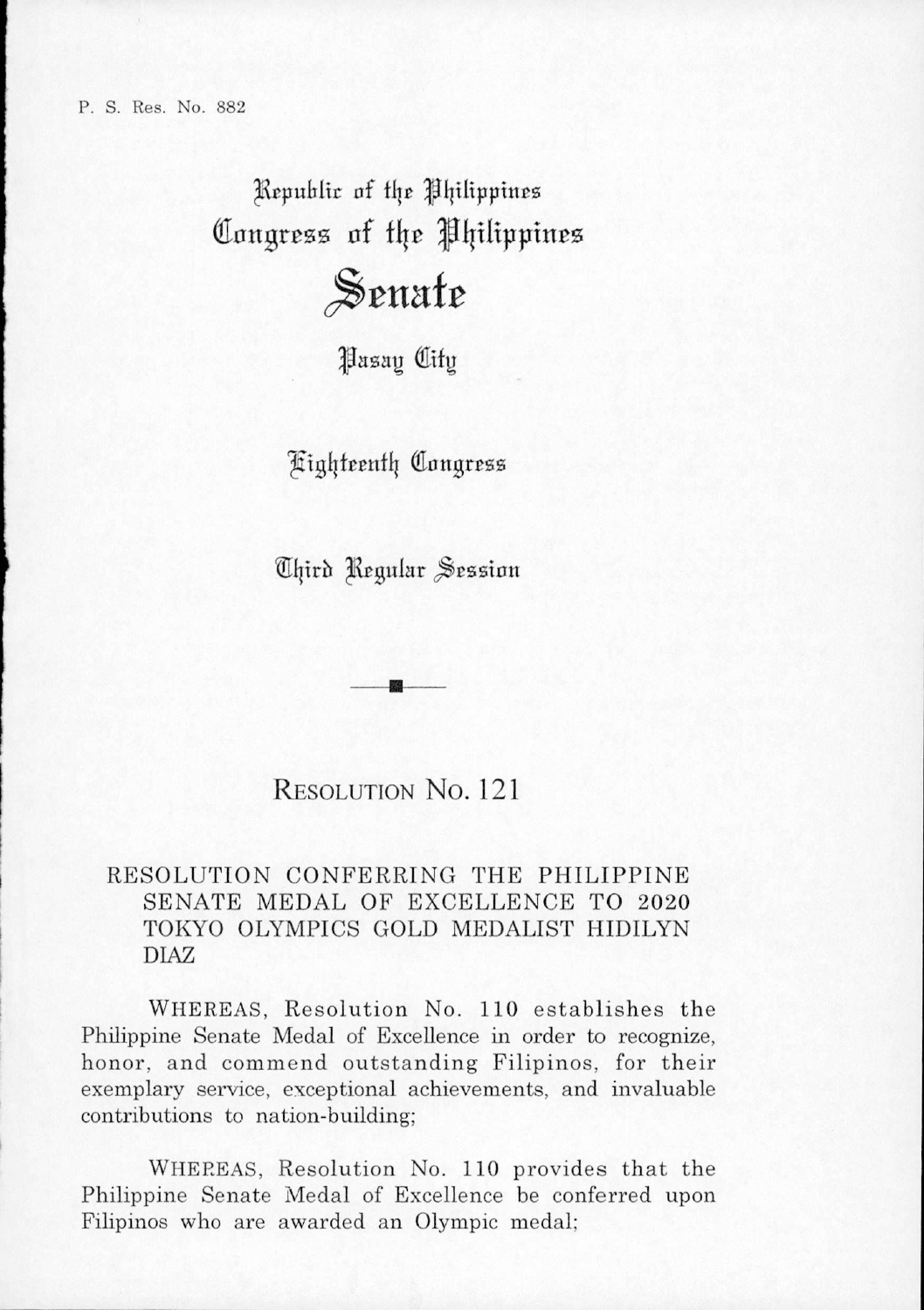P. S. Res. No. 882

Republic of the Philippines
Congress of the Philippines

# Senate

Pasay City

Eighteenth Congress

Third Regular Session

## RESOLUTION NO. 121

### RESOLUTION CONFERRING THE PHILIPPINE SENATE MEDAL OF EXCELLENCE TO 2020 TOKYO OLYMPICS GOLD MEDALIST HIDILYN DIAZ

WHEREAS, Resolution No. 110 establishes the Philippine Senate Medal of Excellence in order to recognize, honor, and commend outstanding Filipinos, for their exemplary service, exceptional achievements, and invaluable contributions to nation-building;

WHEREAS, Resolution No. 110 provides that the Philippine Senate Medal of Excellence be conferred upon Filipinos who are awarded an Olympic medal;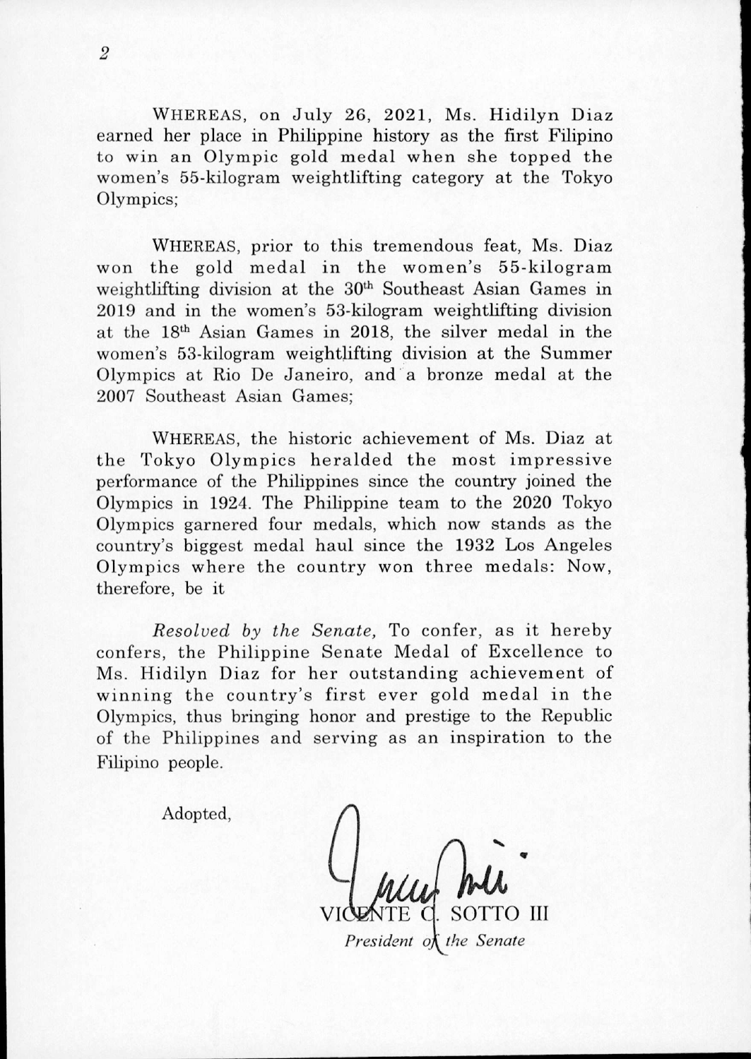WHEREAS, on July 26, 2021, Ms. Hidilyn Diaz earned her place in Philippine history as the first Filipino to win an Olympic gold medal when she topped the women's 55-kilogram weightlifting category at the Tokyo Olympics;

WHEREAS, prior to this tremendous feat, Ms. Diaz won the gold medal in the women's 55-kilogram weightlifting division at the 30th Southeast Asian Games in 2019 and in the women's 53-kilogram weightlifting division at the 18th Asian Games in 2018, the silver medal in the women's 53-kilogram weightlifting division at the Summer Olympics at Rio De Janeiro, and a bronze medal at the 2007 Southeast Asian Games;

WHEREAS, the historic achievement of Ms. Diaz at the Tokyo Olympics heralded the most impressive performance of the Philippines since the country joined the Olympics in 1924. The Philippine team to the 2020 Tokyo Olympics garnered four medals, which now stands as the country's biggest medal haul since the 1932 Los Angeles Olympics where the country won three medals: Now, therefore, be it

*Resolved by the Senate,* To confer, as it hereby confers, the Philippine Senate Medal of Excellence to Ms. Hidilyn Diaz for her outstanding achievement of winning the country's first ever gold medal in the Olympics, thus bringing honor and prestige to the Republic of the Philippines and serving as an inspiration to the Filipino people.

Adopted,

VICENTE C. SOTTO III
*President of the Senate*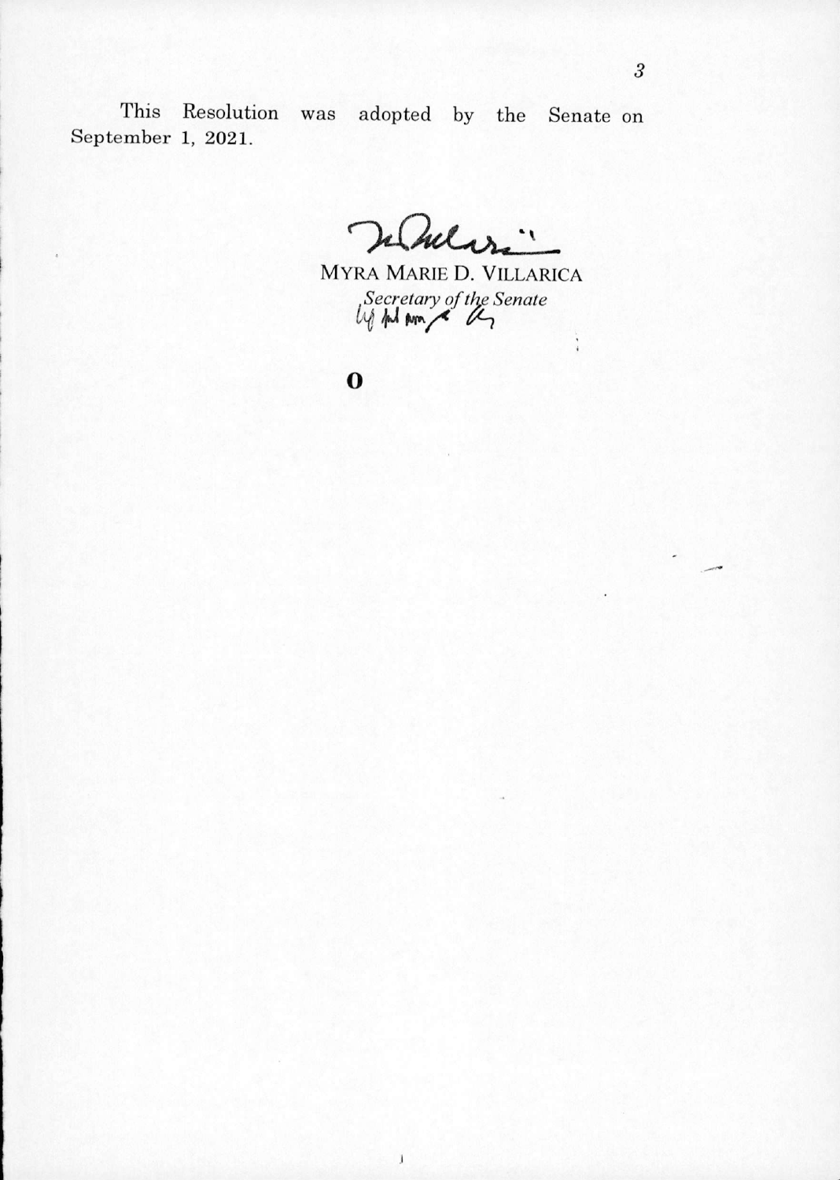This Resolution was adopted by the Senate on September 1, 2021.

MYRA MARIE D. VILLARICA
*Secretary of the Senate*

O